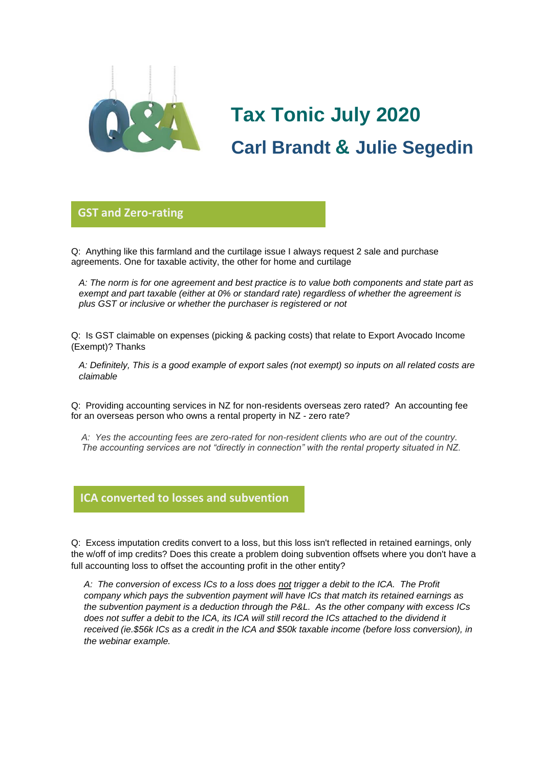# Tax Tonic July 2020

## Carl Brandt & Julie Segedin

## GST and Zero-rating

Q: Anything like this farmland and the curtilage issue I always request 2 sale and purchase agreements. One for taxable activity, the other for home and curtilage

*A: The norm is for one agreement and best practice is to value both components and state part as exempt and part taxable (either at 0% or standard rate) regardless of whether the agreement is plus GST or inclusive or whether the purchaser is registered or not*

Q: Is GST claimable on expenses (picking & packing costs) that relate to Export Avocado Income (Exempt)? Thanks

*A: Definitely, This is a good example of export sales (not exempt) so inputs on all related costs are claimable*

Q: Providing accounting services in NZ for non-residents overseas zero rated? An accounting fee for an overseas person who owns a rental property in NZ - zero rate?

*A: Yes the accounting fees are zero-rated for non-resident clients who are out of the country. The accounting services are not "directly in connection" with the rental property situated in NZ.*

## ICA converted to losses and subvention

Q: Excess imputation credits convert to a loss, but this loss isn't reflected in retained earnings, only the w/off of imp credits? Does this create a problem doing subvention offsets where you don't have a full accounting loss to offset the accounting profit in the other entity?

*A: The conversion of excess ICs to a loss does not trigger a debit to the ICA. The Profit company which pays the subvention payment will have ICs that match its retained earnings as the subvention payment is a deduction through the P&L. As the other company with excess ICs does not suffer a debit to the ICA, its ICA will still record the ICs attached to the dividend it received (ie.$56k ICs as a credit in the ICA and $50k taxable income (before loss conversion), in the webinar example.*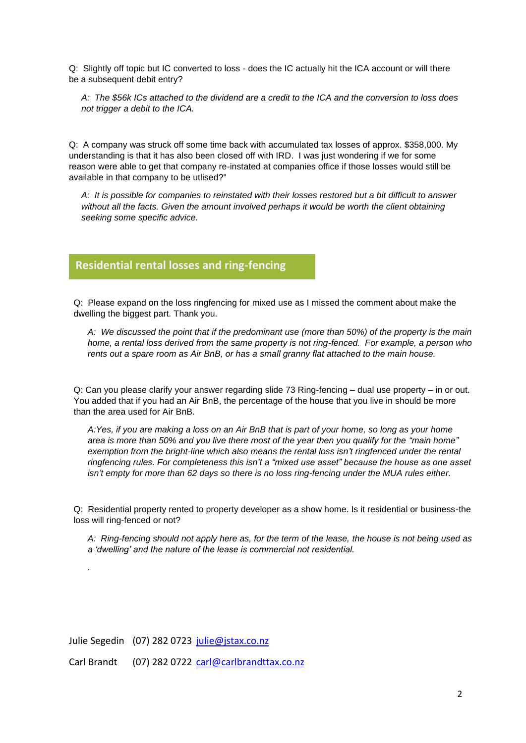Q: Slightly off topic but IC converted to loss - does the IC actually hit the ICA account or will there be a subsequent debit entry?

*A: The $56k ICs attached to the dividend are a credit to the ICA and the conversion to loss does not trigger a debit to the ICA.*

Q: A company was struck off some time back with accumulated tax losses of approx. $358,000. My understanding is that it has also been closed off with IRD. I was just wondering if we for some reason were able to get that company re-instated at companies office if those losses would still be available in that company to be utlised?"

*A: It is possible for companies to reinstated with their losses restored but a bit difficult to answer without all the facts. Given the amount involved perhaps it would be worth the client obtaining seeking some specific advice.*

## Residential rental losses and ring-fencing

Q: Please expand on the loss ringfencing for mixed use as I missed the comment about make the dwelling the biggest part. Thank you.

*A: We discussed the point that if the predominant use (more than 50%) of the property is the main home, a rental loss derived from the same property is not ring-fenced. For example, a person who rents out a spare room as Air BnB, or has a small granny flat attached to the main house.*

Q: Can you please clarify your answer regarding slide 73 Ring-fencing – dual use property – in or out. You added that if you had an Air BnB, the percentage of the house that you live in should be more than the area used for Air BnB.

*A:Yes, if you are making a loss on an Air BnB that is part of your home, so long as your home area is more than 50% and you live there most of the year then you qualify for the "main home" exemption from the bright-line which also means the rental loss isn't ringfenced under the rental ringfencing rules. For completeness this isn't a "mixed use asset" because the house as one asset isn't empty for more than 62 days so there is no loss ring-fencing under the MUA rules either.*

Q: Residential property rented to property developer as a show home. Is it residential or business-the loss will ring-fenced or not?

*A: Ring-fencing should not apply here as, for the term of the lease, the house is not being used as a 'dwelling' and the nature of the lease is commercial not residential.*

Julie Segedin (07) 282 0723 julie@jstax.co.nz

Carl Brandt (07) 282 0722 carl@carlbrandttax.co.nz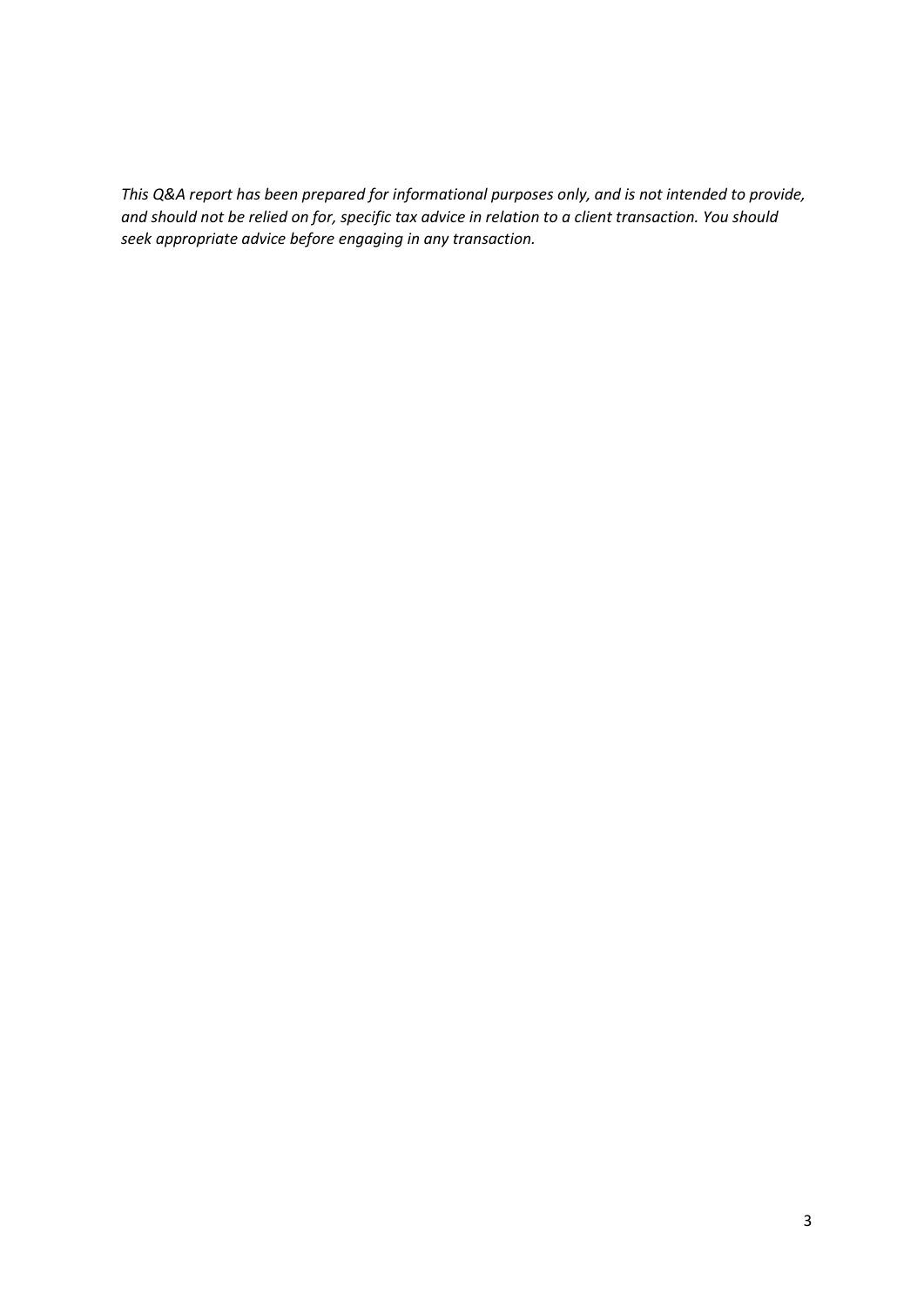*This Q&A report has been prepared for informational purposes only, and is not intended to provide, and should not be relied on for, specific tax advice in relation to a client transaction. You should seek appropriate advice before engaging in any transaction.*